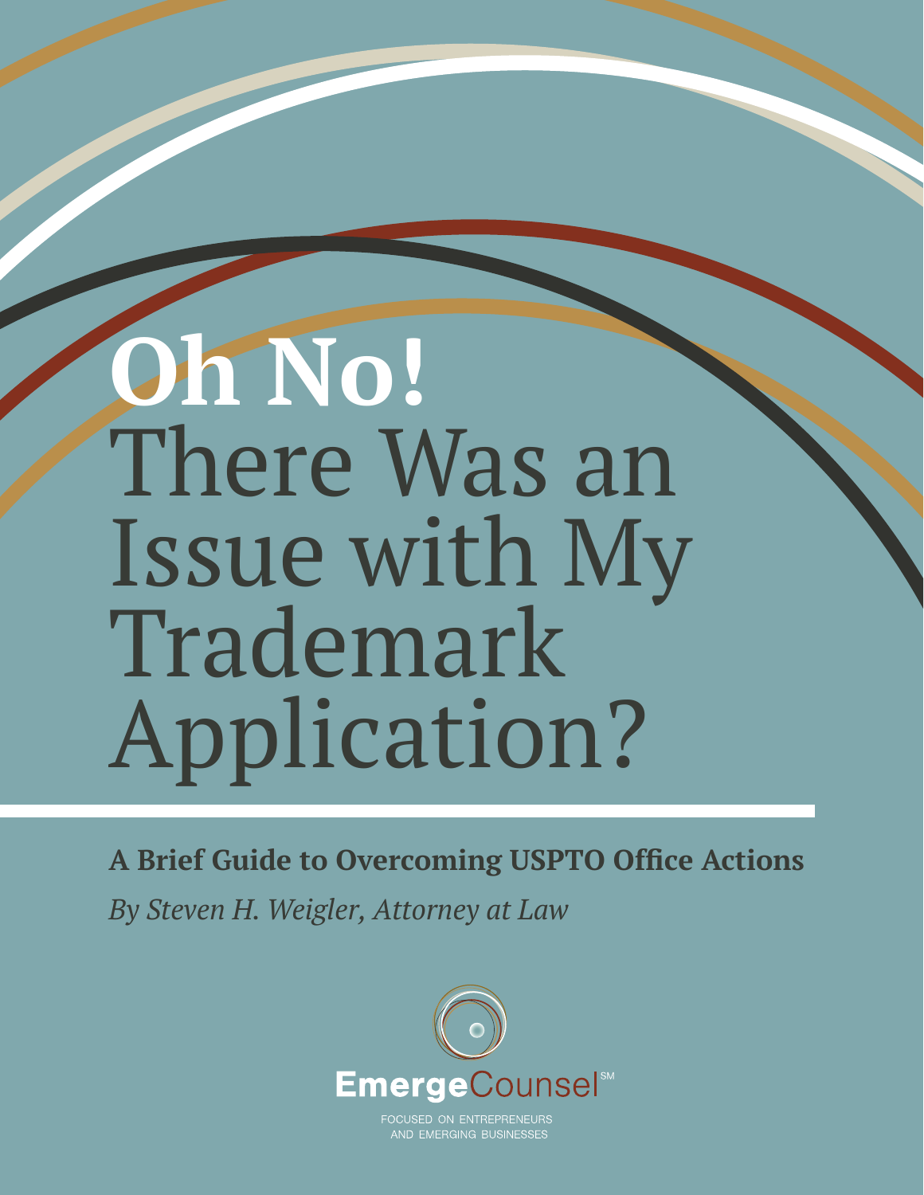# **Oh No!** There Was an Issue with My Trademark Application?

**A Brief Guide to Overcoming USPTO Office Actions**

*By Steven H. Weigler, Attorney at Law*

EmergeCounsel[SM]

FOCUSED ON ENTREPRENEURS AND EMERGING BUSINESSES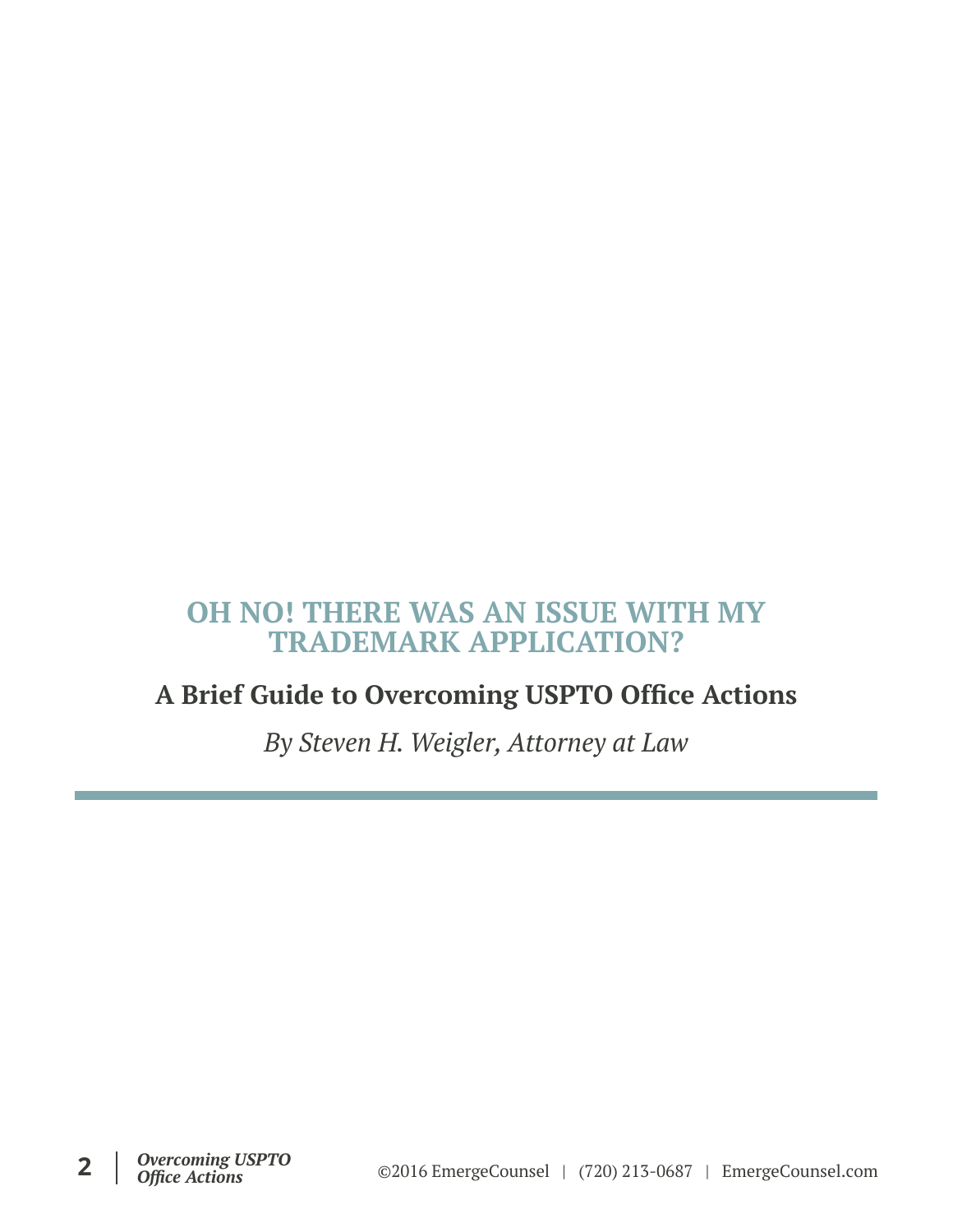# OH NO! THERE WAS AN ISSUE WITH MY TRADEMARK APPLICATION?

## A Brief Guide to Overcoming USPTO Office Actions

*By Steven H. Weigler, Attorney at Law*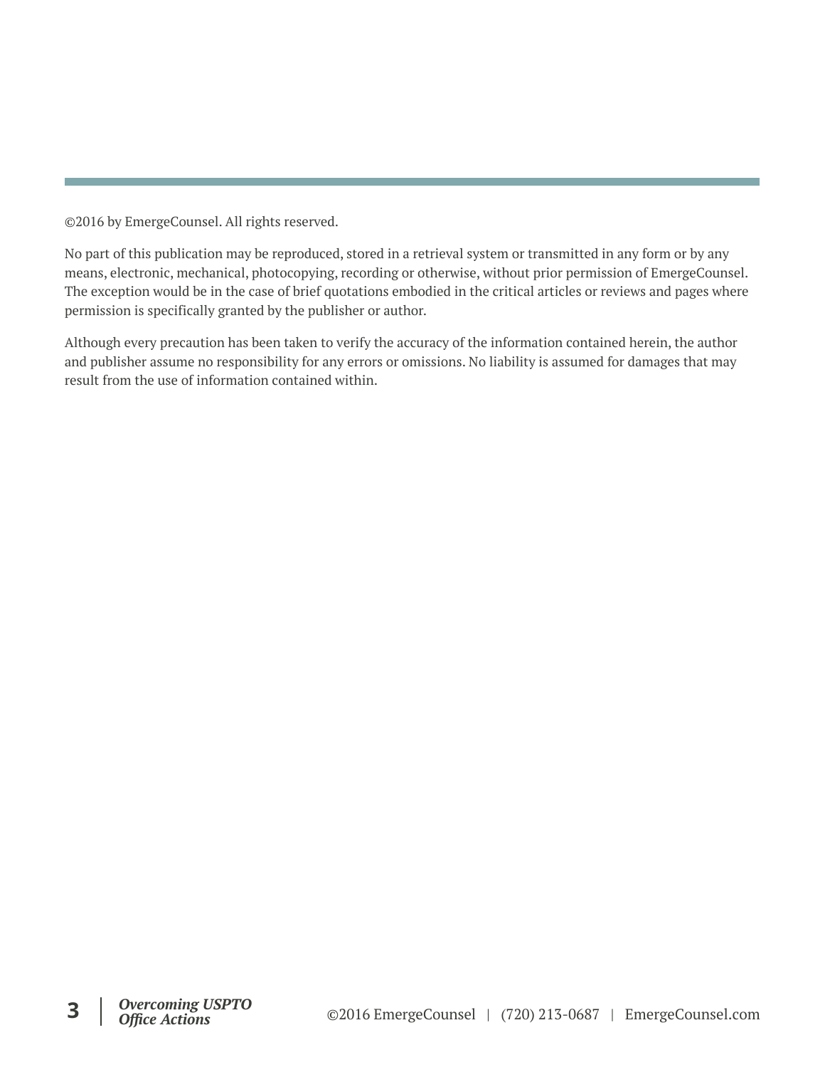©2016 by EmergeCounsel. All rights reserved.

No part of this publication may be reproduced, stored in a retrieval system or transmitted in any form or by any means, electronic, mechanical, photocopying, recording or otherwise, without prior permission of EmergeCounsel. The exception would be in the case of brief quotations embodied in the critical articles or reviews and pages where permission is specifically granted by the publisher or author.

Although every precaution has been taken to verify the accuracy of the information contained herein, the author and publisher assume no responsibility for any errors or omissions. No liability is assumed for damages that may result from the use of information contained within.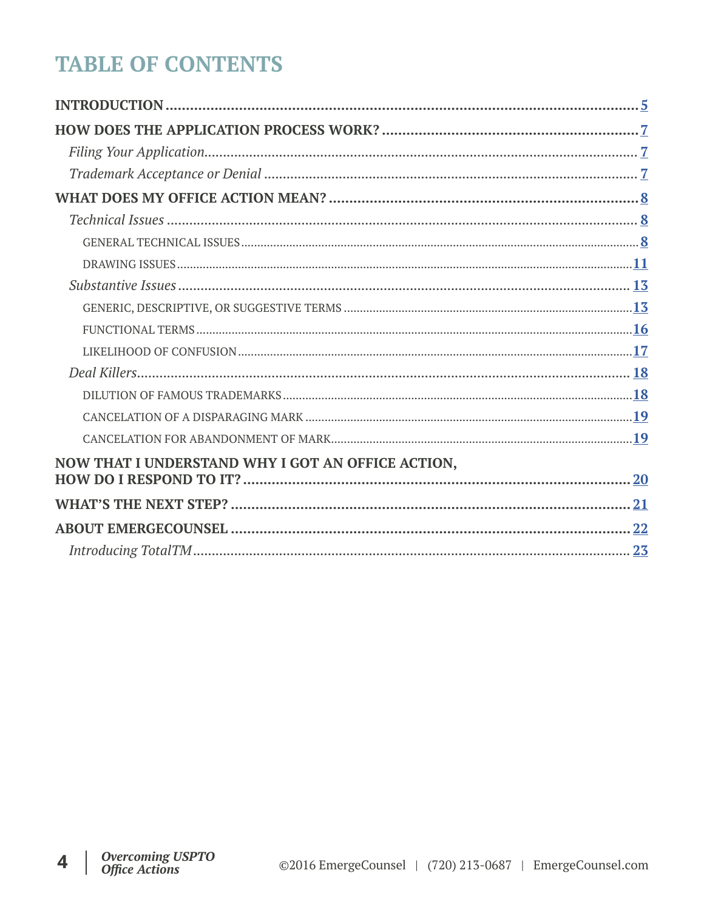# TABLE OF CONTENTS

**INTRODUCTION** ........................................................ 5

**HOW DOES THE APPLICATION PROCESS WORK?** ........................................................ 7

- *Filing Your Application* ........................................................ 7
- *Trademark Acceptance or Denial* ........................................................ 7

**WHAT DOES MY OFFICE ACTION MEAN?** ........................................................ 8

- *Technical Issues* ........................................................ 8
  - GENERAL TECHNICAL ISSUES ........................................................ 8
  - DRAWING ISSUES ........................................................ 11
- *Substantive Issues* ........................................................ 13
  - GENERIC, DESCRIPTIVE, OR SUGGESTIVE TERMS ........................................................ 13
  - FUNCTIONAL TERMS ........................................................ 16
  - LIKELIHOOD OF CONFUSION ........................................................ 17
- *Deal Killers* ........................................................ 18
  - DILUTION OF FAMOUS TRADEMARKS ........................................................ 18
  - CANCELATION OF A DISPARAGING MARK ........................................................ 19
  - CANCELATION FOR ABANDONMENT OF MARK ........................................................ 19

**NOW THAT I UNDERSTAND WHY I GOT AN OFFICE ACTION, HOW DO I RESPOND TO IT?** ........................................................ 20

**WHAT'S THE NEXT STEP?** ........................................................ 21

**ABOUT EMERGECOUNSEL** ........................................................ 22

- *Introducing TotalTM* ........................................................ 23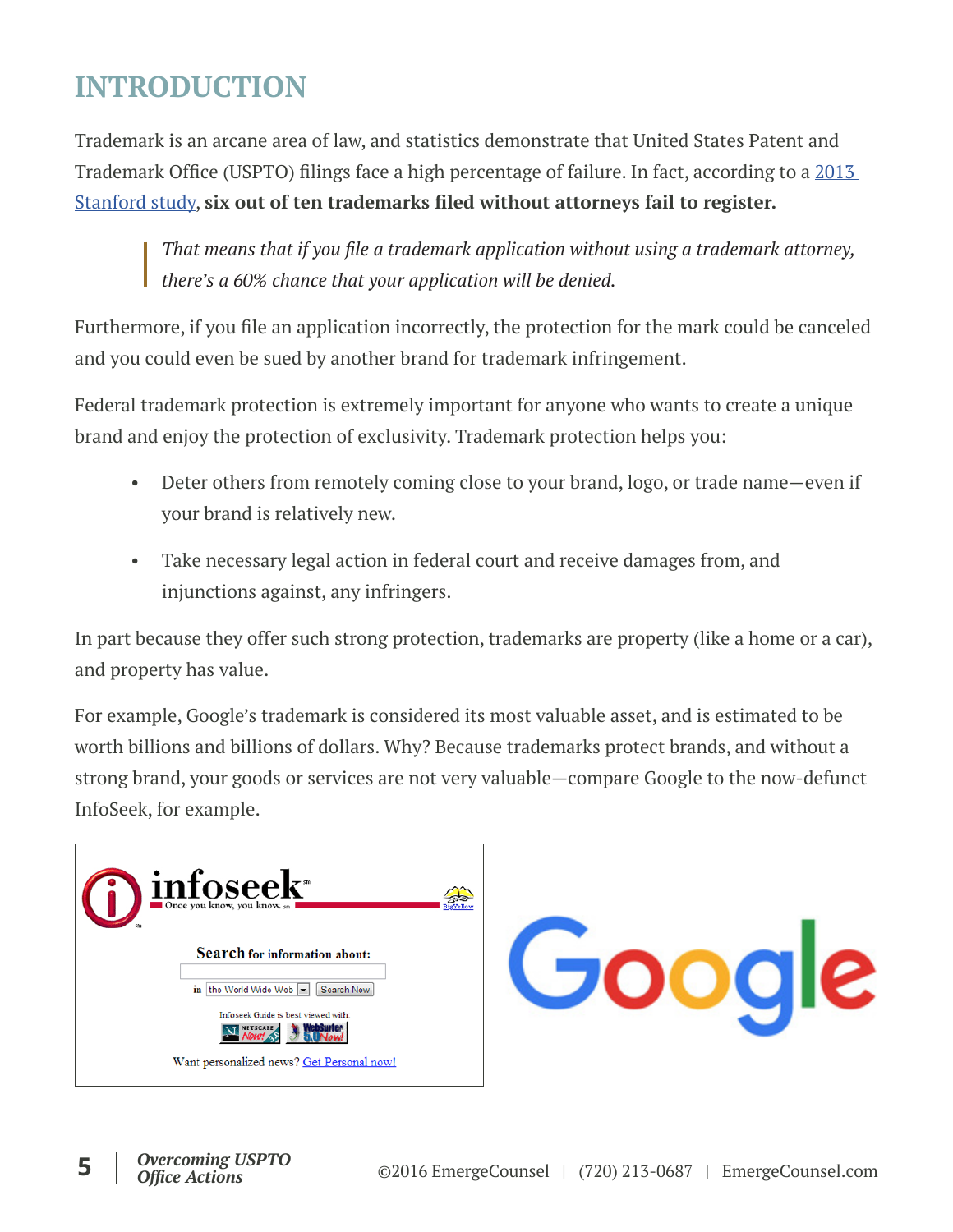# INTRODUCTION

Trademark is an arcane area of law, and statistics demonstrate that United States Patent and Trademark Office (USPTO) filings face a high percentage of failure. In fact, according to a [2013 Stanford study](), **six out of ten trademarks filed without attorneys fail to register.**

> *That means that if you file a trademark application without using a trademark attorney, there's a 60% chance that your application will be denied.*

Furthermore, if you file an application incorrectly, the protection for the mark could be canceled and you could even be sued by another brand for trademark infringement.

Federal trademark protection is extremely important for anyone who wants to create a unique brand and enjoy the protection of exclusivity. Trademark protection helps you:

- Deter others from remotely coming close to your brand, logo, or trade name—even if your brand is relatively new.
- Take necessary legal action in federal court and receive damages from, and injunctions against, any infringers.

In part because they offer such strong protection, trademarks are property (like a home or a car), and property has value.

For example, Google's trademark is considered its most valuable asset, and is estimated to be worth billions and billions of dollars. Why? Because trademarks protect brands, and without a strong brand, your goods or services are not very valuable—compare Google to the now-defunct InfoSeek, for example.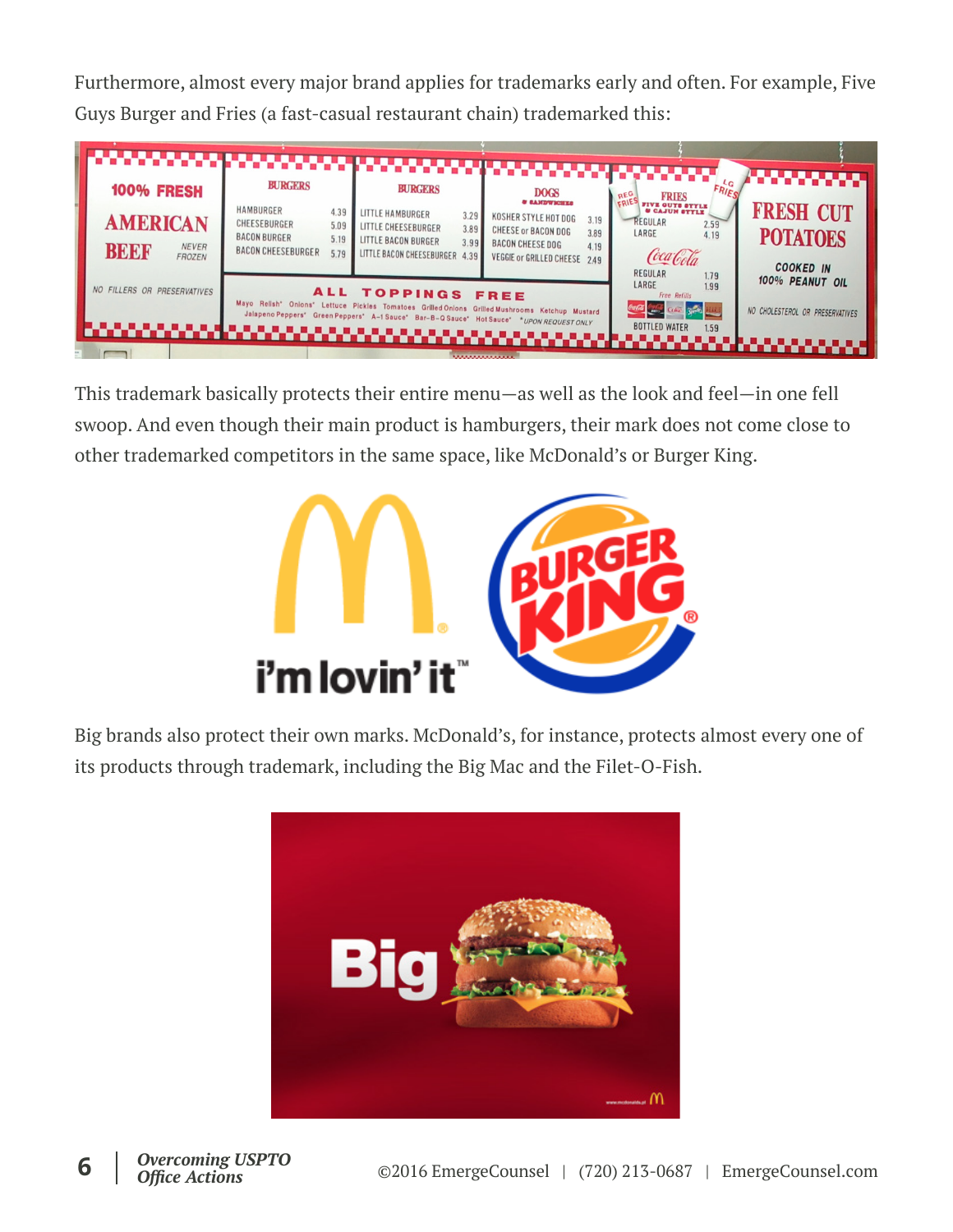Furthermore, almost every major brand applies for trademarks early and often. For example, Five Guys Burger and Fries (a fast-casual restaurant chain) trademarked this:

This trademark basically protects their entire menu—as well as the look and feel—in one fell swoop. And even though their main product is hamburgers, their mark does not come close to other trademarked competitors in the same space, like McDonald's or Burger King.

Big brands also protect their own marks. McDonald's, for instance, protects almost every one of its products through trademark, including the Big Mac and the Filet-O-Fish.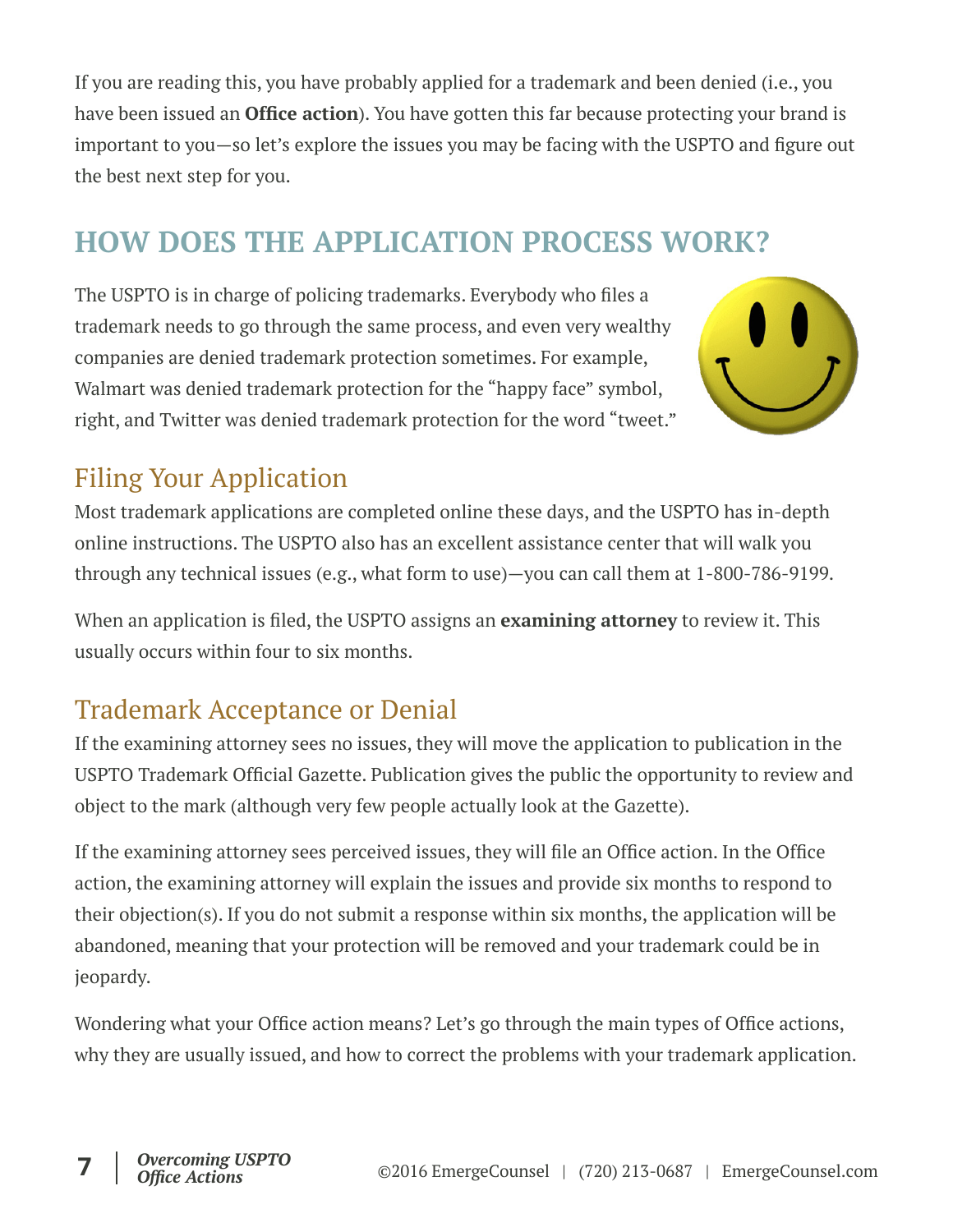If you are reading this, you have probably applied for a trademark and been denied (i.e., you have been issued an **Office action**). You have gotten this far because protecting your brand is important to you—so let's explore the issues you may be facing with the USPTO and figure out the best next step for you.

## HOW DOES THE APPLICATION PROCESS WORK?

The USPTO is in charge of policing trademarks. Everybody who files a trademark needs to go through the same process, and even very wealthy companies are denied trademark protection sometimes. For example, Walmart was denied trademark protection for the "happy face" symbol, right, and Twitter was denied trademark protection for the word "tweet."

### Filing Your Application

Most trademark applications are completed online these days, and the USPTO has in-depth online instructions. The USPTO also has an excellent assistance center that will walk you through any technical issues (e.g., what form to use)—you can call them at 1-800-786-9199.

When an application is filed, the USPTO assigns an **examining attorney** to review it. This usually occurs within four to six months.

### Trademark Acceptance or Denial

If the examining attorney sees no issues, they will move the application to publication in the USPTO Trademark Official Gazette. Publication gives the public the opportunity to review and object to the mark (although very few people actually look at the Gazette).

If the examining attorney sees perceived issues, they will file an Office action. In the Office action, the examining attorney will explain the issues and provide six months to respond to their objection(s). If you do not submit a response within six months, the application will be abandoned, meaning that your protection will be removed and your trademark could be in jeopardy.

Wondering what your Office action means? Let's go through the main types of Office actions, why they are usually issued, and how to correct the problems with your trademark application.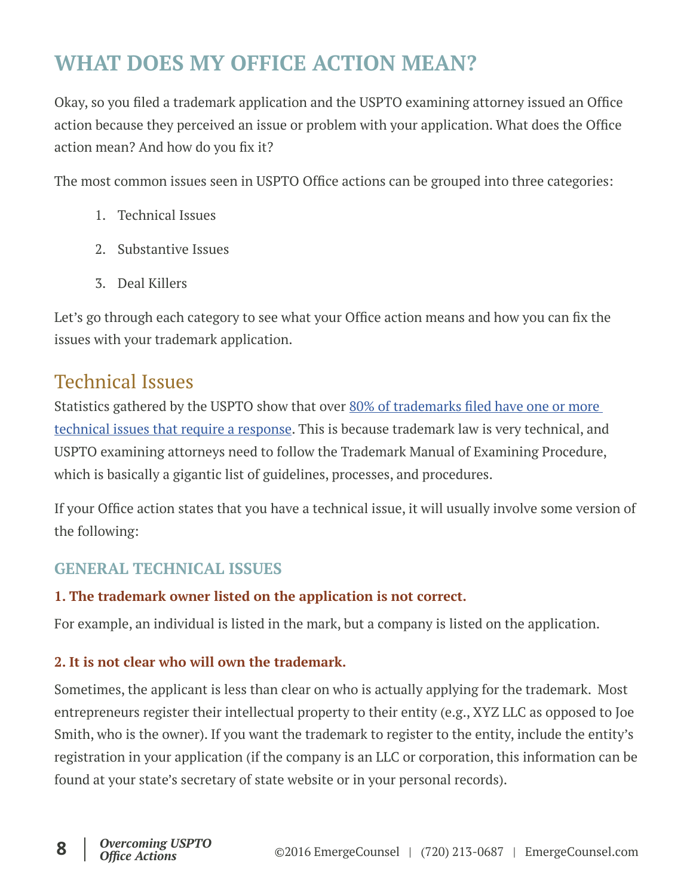# WHAT DOES MY OFFICE ACTION MEAN?

Okay, so you filed a trademark application and the USPTO examining attorney issued an Office action because they perceived an issue or problem with your application. What does the Office action mean? And how do you fix it?

The most common issues seen in USPTO Office actions can be grouped into three categories:

1. Technical Issues
2. Substantive Issues
3. Deal Killers

Let's go through each category to see what your Office action means and how you can fix the issues with your trademark application.

## Technical Issues

Statistics gathered by the USPTO show that over [80% of trademarks filed have one or more technical issues that require a response](). This is because trademark law is very technical, and USPTO examining attorneys need to follow the Trademark Manual of Examining Procedure, which is basically a gigantic list of guidelines, processes, and procedures.

If your Office action states that you have a technical issue, it will usually involve some version of the following:

### GENERAL TECHNICAL ISSUES

**1. The trademark owner listed on the application is not correct.**

For example, an individual is listed in the mark, but a company is listed on the application.

**2. It is not clear who will own the trademark.**

Sometimes, the applicant is less than clear on who is actually applying for the trademark. Most entrepreneurs register their intellectual property to their entity (e.g., XYZ LLC as opposed to Joe Smith, who is the owner). If you want the trademark to register to the entity, include the entity's registration in your application (if the company is an LLC or corporation, this information can be found at your state's secretary of state website or in your personal records).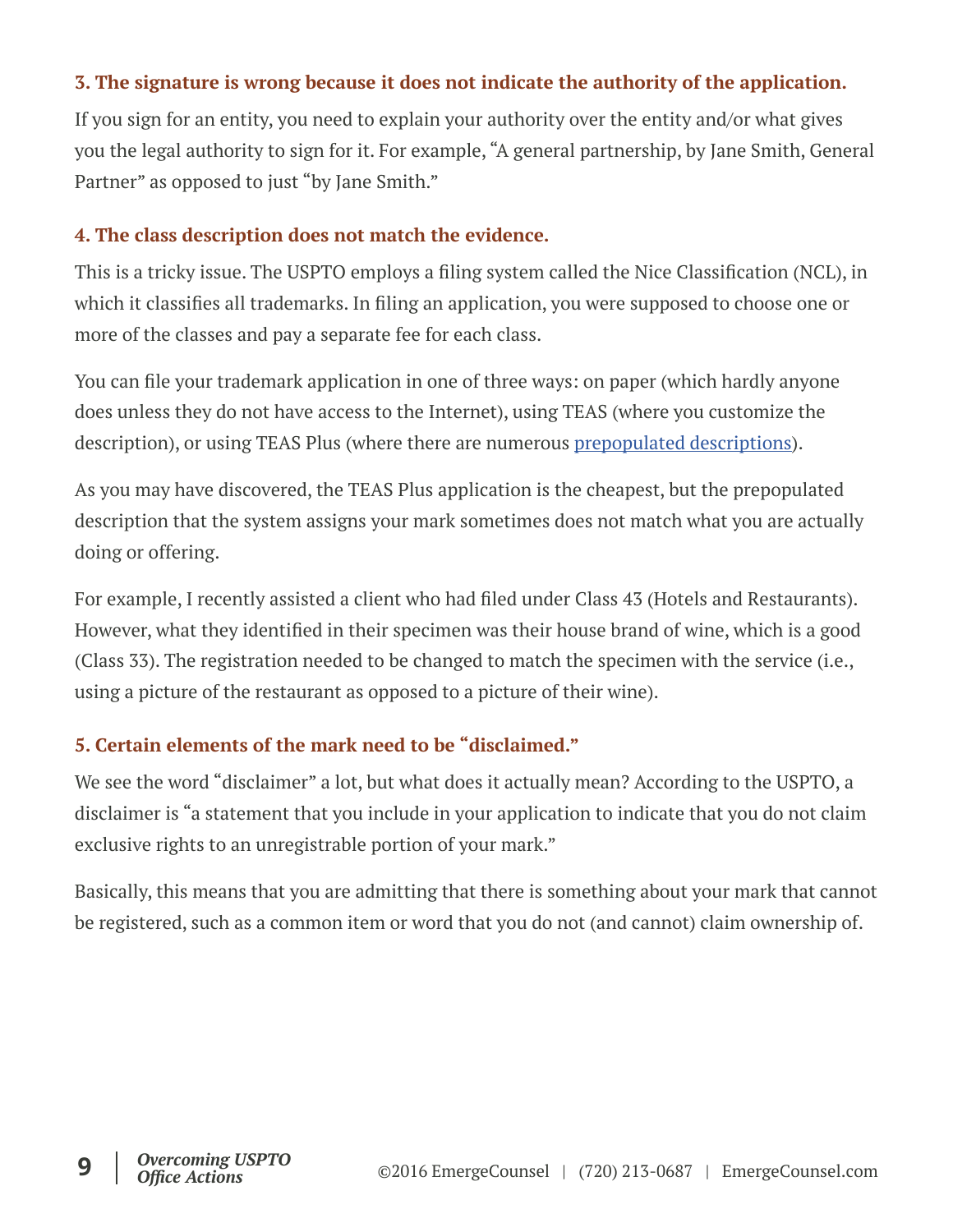### 3. The signature is wrong because it does not indicate the authority of the application.

If you sign for an entity, you need to explain your authority over the entity and/or what gives you the legal authority to sign for it. For example, "A general partnership, by Jane Smith, General Partner" as opposed to just "by Jane Smith."

### 4. The class description does not match the evidence.

This is a tricky issue. The USPTO employs a filing system called the Nice Classification (NCL), in which it classifies all trademarks. In filing an application, you were supposed to choose one or more of the classes and pay a separate fee for each class.

You can file your trademark application in one of three ways: on paper (which hardly anyone does unless they do not have access to the Internet), using TEAS (where you customize the description), or using TEAS Plus (where there are numerous prepopulated descriptions).

As you may have discovered, the TEAS Plus application is the cheapest, but the prepopulated description that the system assigns your mark sometimes does not match what you are actually doing or offering.

For example, I recently assisted a client who had filed under Class 43 (Hotels and Restaurants). However, what they identified in their specimen was their house brand of wine, which is a good (Class 33). The registration needed to be changed to match the specimen with the service (i.e., using a picture of the restaurant as opposed to a picture of their wine).

### 5. Certain elements of the mark need to be "disclaimed."

We see the word "disclaimer" a lot, but what does it actually mean? According to the USPTO, a disclaimer is "a statement that you include in your application to indicate that you do not claim exclusive rights to an unregistrable portion of your mark."

Basically, this means that you are admitting that there is something about your mark that cannot be registered, such as a common item or word that you do not (and cannot) claim ownership of.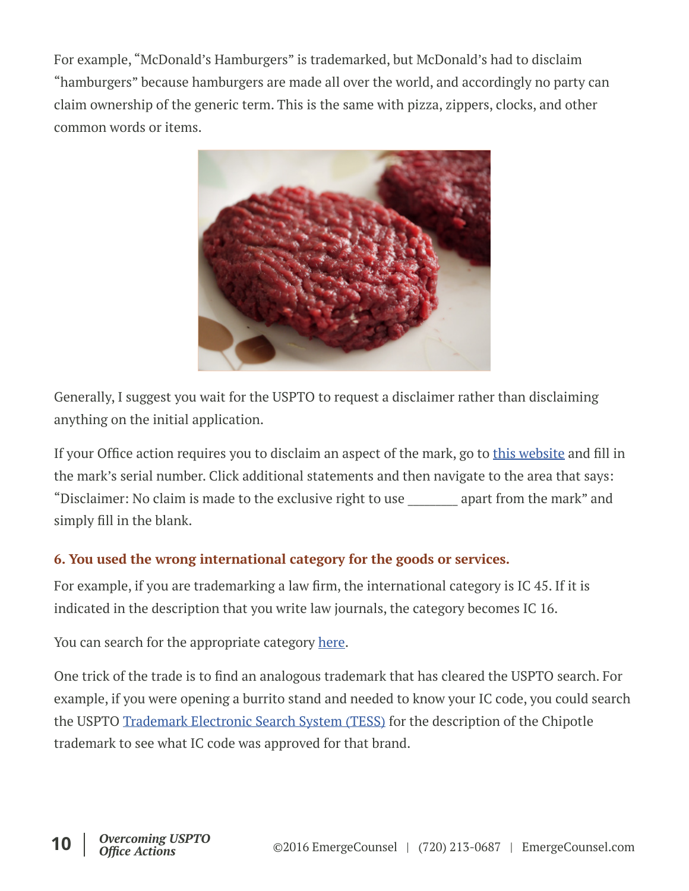For example, "McDonald's Hamburgers" is trademarked, but McDonald's had to disclaim "hamburgers" because hamburgers are made all over the world, and accordingly no party can claim ownership of the generic term. This is the same with pizza, zippers, clocks, and other common words or items.

Generally, I suggest you wait for the USPTO to request a disclaimer rather than disclaiming anything on the initial application.

If your Office action requires you to disclaim an aspect of the mark, go to this website and fill in the mark's serial number. Click additional statements and then navigate to the area that says: "Disclaimer: No claim is made to the exclusive right to use _______ apart from the mark" and simply fill in the blank.

### 6. You used the wrong international category for the goods or services.

For example, if you are trademarking a law firm, the international category is IC 45. If it is indicated in the description that you write law journals, the category becomes IC 16.

You can search for the appropriate category here.

One trick of the trade is to find an analogous trademark that has cleared the USPTO search. For example, if you were opening a burrito stand and needed to know your IC code, you could search the USPTO Trademark Electronic Search System (TESS) for the description of the Chipotle trademark to see what IC code was approved for that brand.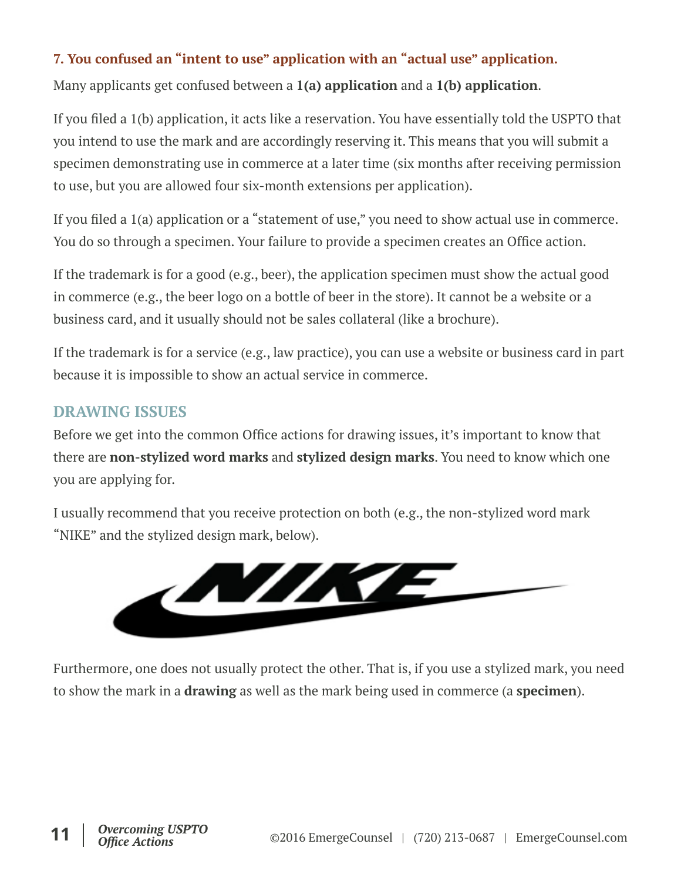### 7. You confused an "intent to use" application with an "actual use" application.

Many applicants get confused between a **1(a) application** and a **1(b) application**.

If you filed a 1(b) application, it acts like a reservation. You have essentially told the USPTO that you intend to use the mark and are accordingly reserving it. This means that you will submit a specimen demonstrating use in commerce at a later time (six months after receiving permission to use, but you are allowed four six-month extensions per application).

If you filed a 1(a) application or a "statement of use," you need to show actual use in commerce. You do so through a specimen. Your failure to provide a specimen creates an Office action.

If the trademark is for a good (e.g., beer), the application specimen must show the actual good in commerce (e.g., the beer logo on a bottle of beer in the store). It cannot be a website or a business card, and it usually should not be sales collateral (like a brochure).

If the trademark is for a service (e.g., law practice), you can use a website or business card in part because it is impossible to show an actual service in commerce.

## DRAWING ISSUES

Before we get into the common Office actions for drawing issues, it's important to know that there are **non-stylized word marks** and **stylized design marks**. You need to know which one you are applying for.

I usually recommend that you receive protection on both (e.g., the non-stylized word mark "NIKE" and the stylized design mark, below).

Furthermore, one does not usually protect the other. That is, if you use a stylized mark, you need to show the mark in a **drawing** as well as the mark being used in commerce (a **specimen**).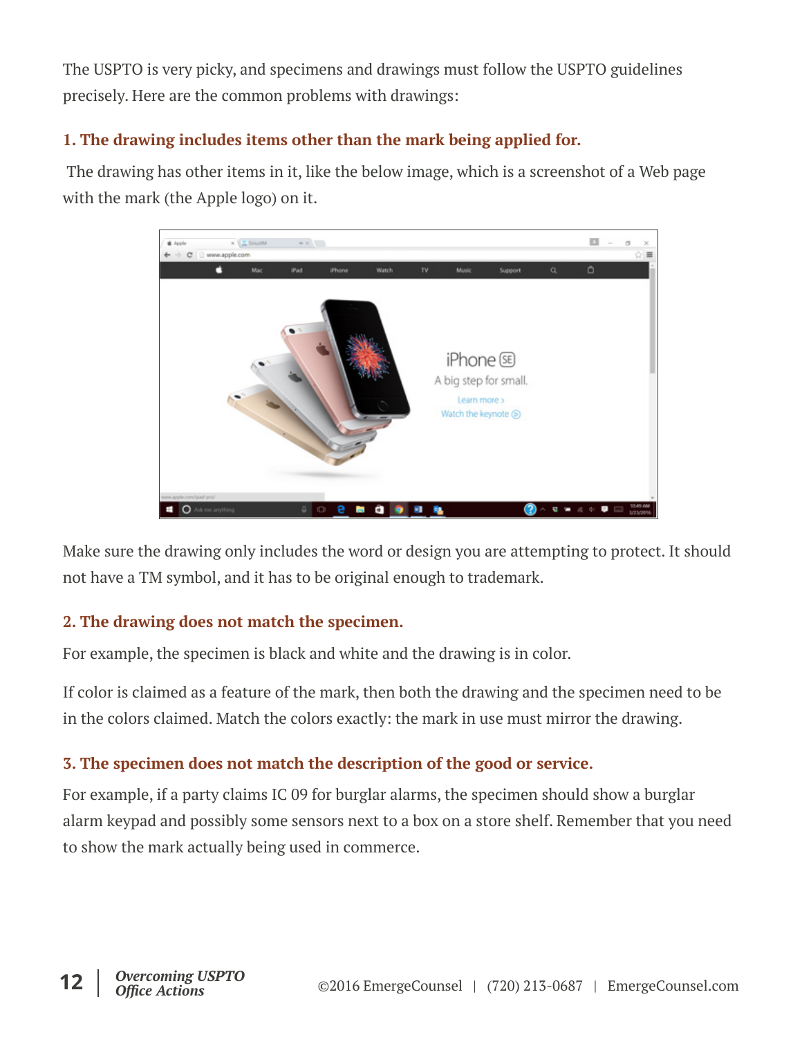The USPTO is very picky, and specimens and drawings must follow the USPTO guidelines precisely. Here are the common problems with drawings:

### 1. The drawing includes items other than the mark being applied for.

The drawing has other items in it, like the below image, which is a screenshot of a Web page with the mark (the Apple logo) on it.

Make sure the drawing only includes the word or design you are attempting to protect. It should not have a TM symbol, and it has to be original enough to trademark.

### 2. The drawing does not match the specimen.

For example, the specimen is black and white and the drawing is in color.

If color is claimed as a feature of the mark, then both the drawing and the specimen need to be in the colors claimed. Match the colors exactly: the mark in use must mirror the drawing.

### 3. The specimen does not match the description of the good or service.

For example, if a party claims IC 09 for burglar alarms, the specimen should show a burglar alarm keypad and possibly some sensors next to a box on a store shelf. Remember that you need to show the mark actually being used in commerce.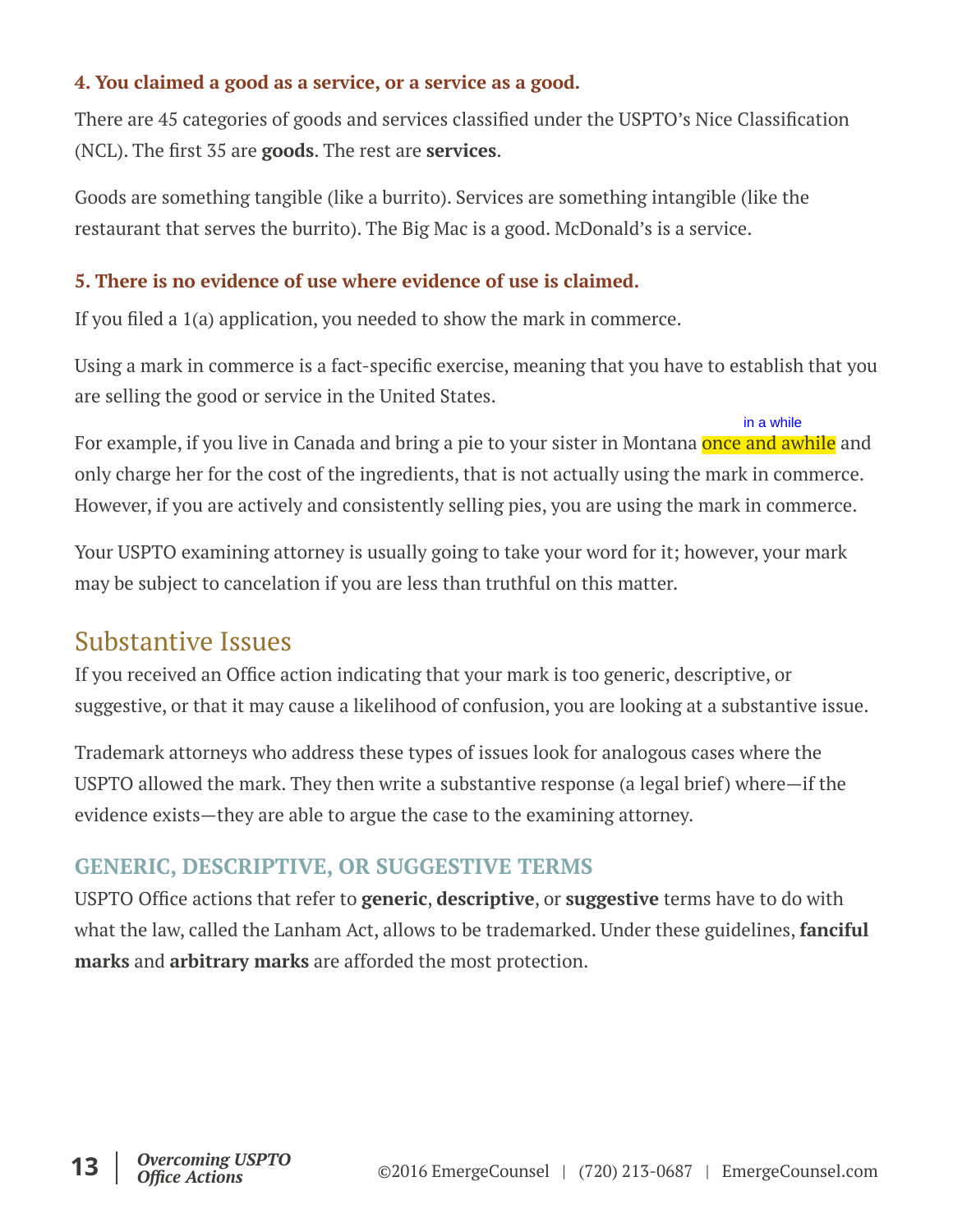#### 4. You claimed a good as a service, or a service as a good.

There are 45 categories of goods and services classified under the USPTO's Nice Classification (NCL). The first 35 are **goods**. The rest are **services**.

Goods are something tangible (like a burrito). Services are something intangible (like the restaurant that serves the burrito). The Big Mac is a good. McDonald's is a service.

#### 5. There is no evidence of use where evidence of use is claimed.

If you filed a 1(a) application, you needed to show the mark in commerce.

Using a mark in commerce is a fact-specific exercise, meaning that you have to establish that you are selling the good or service in the United States.

For example, if you live in Canada and bring a pie to your sister in Montana once and awhile and only charge her for the cost of the ingredients, that is not actually using the mark in commerce. However, if you are actively and consistently selling pies, you are using the mark in commerce.

Your USPTO examining attorney is usually going to take your word for it; however, your mark may be subject to cancelation if you are less than truthful on this matter.

## Substantive Issues

If you received an Office action indicating that your mark is too generic, descriptive, or suggestive, or that it may cause a likelihood of confusion, you are looking at a substantive issue.

Trademark attorneys who address these types of issues look for analogous cases where the USPTO allowed the mark. They then write a substantive response (a legal brief) where—if the evidence exists—they are able to argue the case to the examining attorney.

### GENERIC, DESCRIPTIVE, OR SUGGESTIVE TERMS

USPTO Office actions that refer to **generic**, **descriptive**, or **suggestive** terms have to do with what the law, called the Lanham Act, allows to be trademarked. Under these guidelines, **fanciful marks** and **arbitrary marks** are afforded the most protection.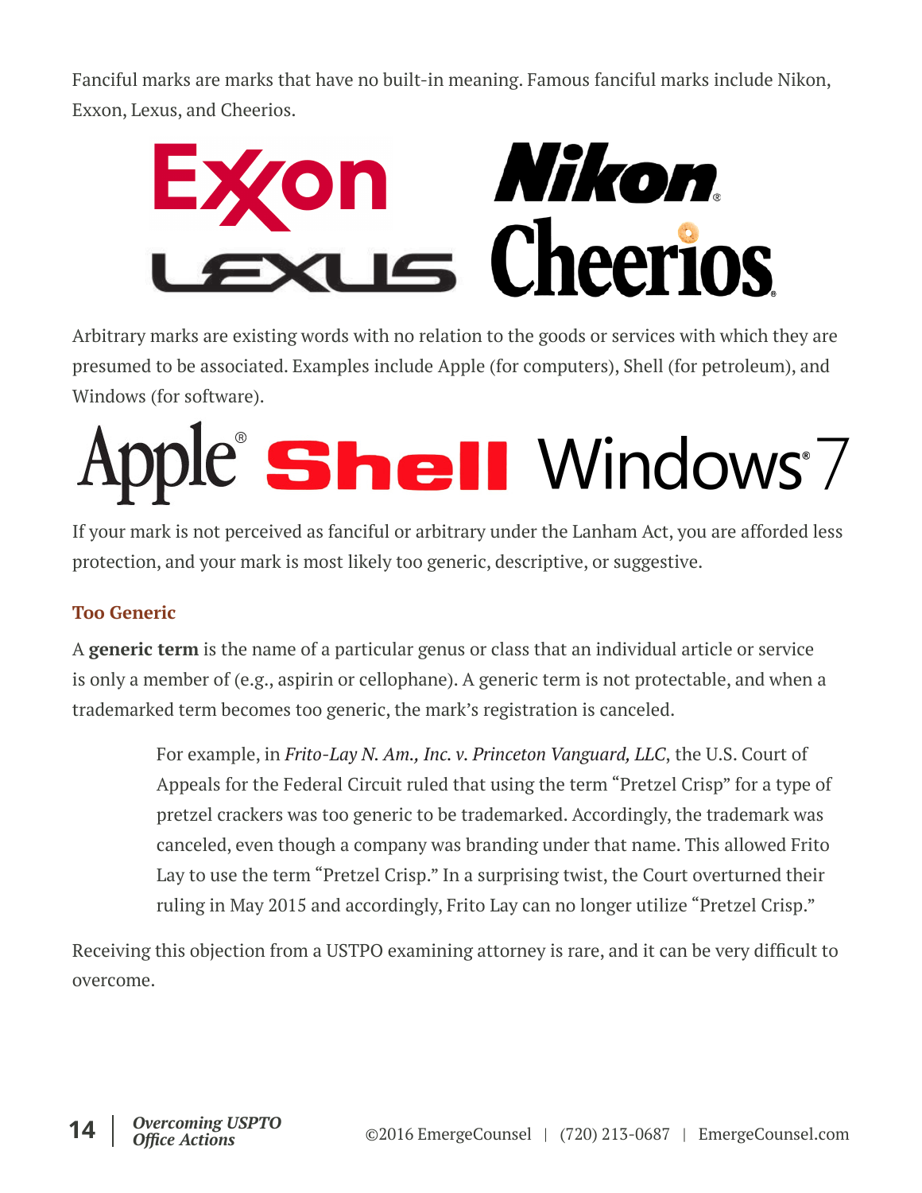Fanciful marks are marks that have no built-in meaning. Famous fanciful marks include Nikon, Exxon, Lexus, and Cheerios.

Arbitrary marks are existing words with no relation to the goods or services with which they are presumed to be associated. Examples include Apple (for computers), Shell (for petroleum), and Windows (for software).

If your mark is not perceived as fanciful or arbitrary under the Lanham Act, you are afforded less protection, and your mark is most likely too generic, descriptive, or suggestive.

### Too Generic

A **generic term** is the name of a particular genus or class that an individual article or service is only a member of (e.g., aspirin or cellophane). A generic term is not protectable, and when a trademarked term becomes too generic, the mark's registration is canceled.

> For example, in *Frito-Lay N. Am., Inc. v. Princeton Vanguard, LLC*, the U.S. Court of Appeals for the Federal Circuit ruled that using the term "Pretzel Crisp" for a type of pretzel crackers was too generic to be trademarked. Accordingly, the trademark was canceled, even though a company was branding under that name. This allowed Frito Lay to use the term "Pretzel Crisp." In a surprising twist, the Court overturned their ruling in May 2015 and accordingly, Frito Lay can no longer utilize "Pretzel Crisp."

Receiving this objection from a USTPO examining attorney is rare, and it can be very difficult to overcome.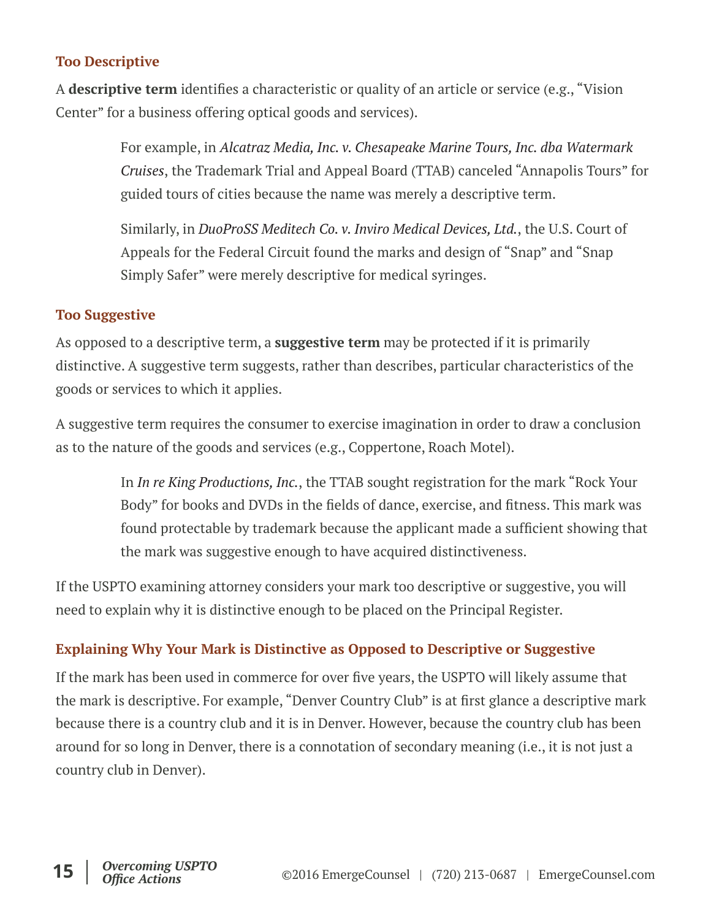### Too Descriptive

A **descriptive term** identifies a characteristic or quality of an article or service (e.g., "Vision Center" for a business offering optical goods and services).

> For example, in *Alcatraz Media, Inc. v. Chesapeake Marine Tours, Inc. dba Watermark Cruises*, the Trademark Trial and Appeal Board (TTAB) canceled "Annapolis Tours" for guided tours of cities because the name was merely a descriptive term.
>
> Similarly, in *DuoProSS Meditech Co. v. Inviro Medical Devices, Ltd.*, the U.S. Court of Appeals for the Federal Circuit found the marks and design of "Snap" and "Snap Simply Safer" were merely descriptive for medical syringes.

### Too Suggestive

As opposed to a descriptive term, a **suggestive term** may be protected if it is primarily distinctive. A suggestive term suggests, rather than describes, particular characteristics of the goods or services to which it applies.

A suggestive term requires the consumer to exercise imagination in order to draw a conclusion as to the nature of the goods and services (e.g., Coppertone, Roach Motel).

> In *In re King Productions, Inc.*, the TTAB sought registration for the mark "Rock Your Body" for books and DVDs in the fields of dance, exercise, and fitness. This mark was found protectable by trademark because the applicant made a sufficient showing that the mark was suggestive enough to have acquired distinctiveness.

If the USPTO examining attorney considers your mark too descriptive or suggestive, you will need to explain why it is distinctive enough to be placed on the Principal Register.

### Explaining Why Your Mark is Distinctive as Opposed to Descriptive or Suggestive

If the mark has been used in commerce for over five years, the USPTO will likely assume that the mark is descriptive. For example, "Denver Country Club" is at first glance a descriptive mark because there is a country club and it is in Denver. However, because the country club has been around for so long in Denver, there is a connotation of secondary meaning (i.e., it is not just a country club in Denver).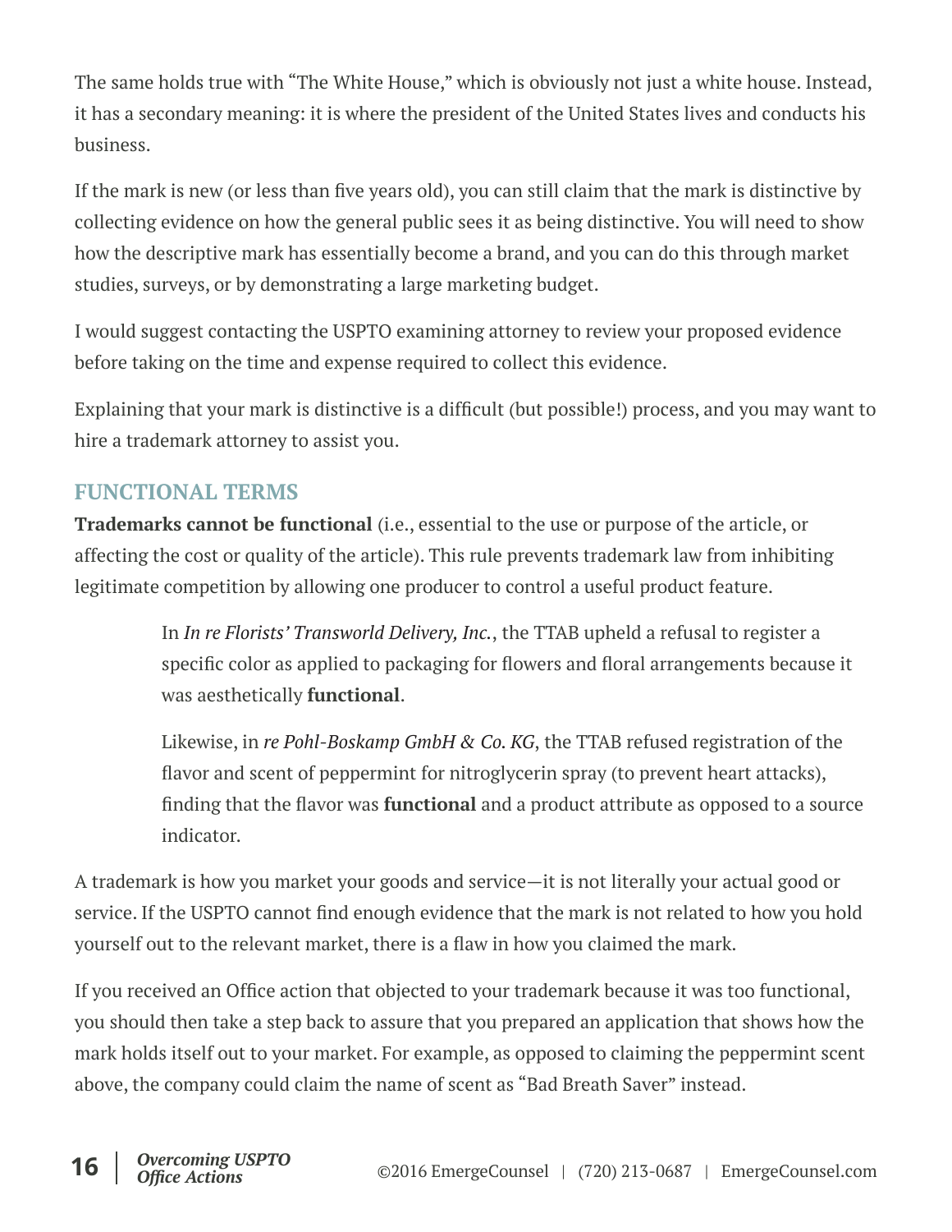The same holds true with "The White House," which is obviously not just a white house. Instead, it has a secondary meaning: it is where the president of the United States lives and conducts his business.

If the mark is new (or less than five years old), you can still claim that the mark is distinctive by collecting evidence on how the general public sees it as being distinctive. You will need to show how the descriptive mark has essentially become a brand, and you can do this through market studies, surveys, or by demonstrating a large marketing budget.

I would suggest contacting the USPTO examining attorney to review your proposed evidence before taking on the time and expense required to collect this evidence.

Explaining that your mark is distinctive is a difficult (but possible!) process, and you may want to hire a trademark attorney to assist you.

## FUNCTIONAL TERMS

**Trademarks cannot be functional** (i.e., essential to the use or purpose of the article, or affecting the cost or quality of the article). This rule prevents trademark law from inhibiting legitimate competition by allowing one producer to control a useful product feature.

> In *In re Florists' Transworld Delivery, Inc.*, the TTAB upheld a refusal to register a specific color as applied to packaging for flowers and floral arrangements because it was aesthetically **functional**.
>
> Likewise, in *re Pohl-Boskamp GmbH & Co. KG*, the TTAB refused registration of the flavor and scent of peppermint for nitroglycerin spray (to prevent heart attacks), finding that the flavor was **functional** and a product attribute as opposed to a source indicator.

A trademark is how you market your goods and service—it is not literally your actual good or service. If the USPTO cannot find enough evidence that the mark is not related to how you hold yourself out to the relevant market, there is a flaw in how you claimed the mark.

If you received an Office action that objected to your trademark because it was too functional, you should then take a step back to assure that you prepared an application that shows how the mark holds itself out to your market. For example, as opposed to claiming the peppermint scent above, the company could claim the name of scent as "Bad Breath Saver" instead.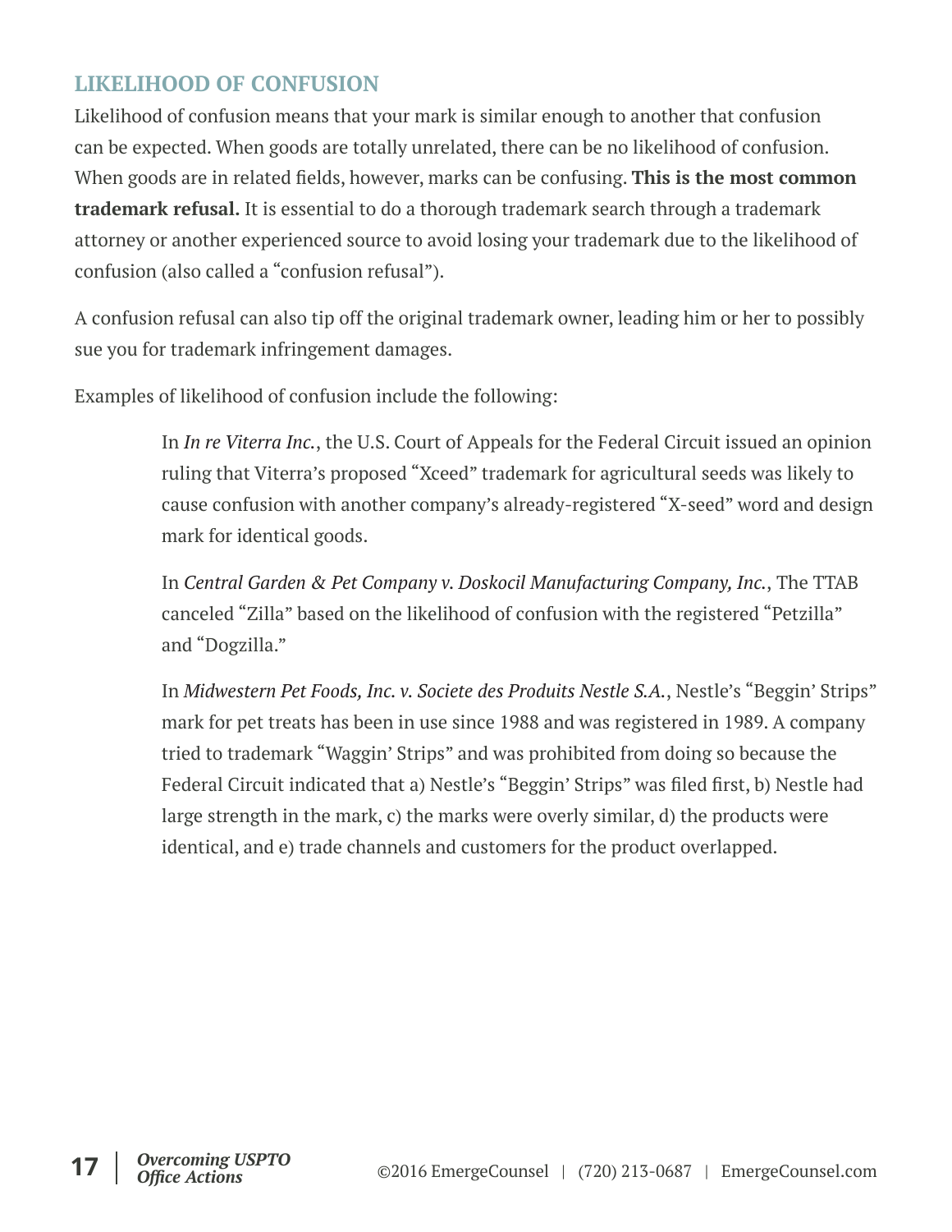## LIKELIHOOD OF CONFUSION

Likelihood of confusion means that your mark is similar enough to another that confusion can be expected. When goods are totally unrelated, there can be no likelihood of confusion. When goods are in related fields, however, marks can be confusing. **This is the most common trademark refusal.** It is essential to do a thorough trademark search through a trademark attorney or another experienced source to avoid losing your trademark due to the likelihood of confusion (also called a "confusion refusal").

A confusion refusal can also tip off the original trademark owner, leading him or her to possibly sue you for trademark infringement damages.

Examples of likelihood of confusion include the following:

> In *In re Viterra Inc.*, the U.S. Court of Appeals for the Federal Circuit issued an opinion ruling that Viterra's proposed "Xceed" trademark for agricultural seeds was likely to cause confusion with another company's already-registered "X-seed" word and design mark for identical goods.
>
> In *Central Garden & Pet Company v. Doskocil Manufacturing Company, Inc.*, The TTAB canceled "Zilla" based on the likelihood of confusion with the registered "Petzilla" and "Dogzilla."
>
> In *Midwestern Pet Foods, Inc. v. Societe des Produits Nestle S.A.*, Nestle's "Beggin' Strips" mark for pet treats has been in use since 1988 and was registered in 1989. A company tried to trademark "Waggin' Strips" and was prohibited from doing so because the Federal Circuit indicated that a) Nestle's "Beggin' Strips" was filed first, b) Nestle had large strength in the mark, c) the marks were overly similar, d) the products were identical, and e) trade channels and customers for the product overlapped.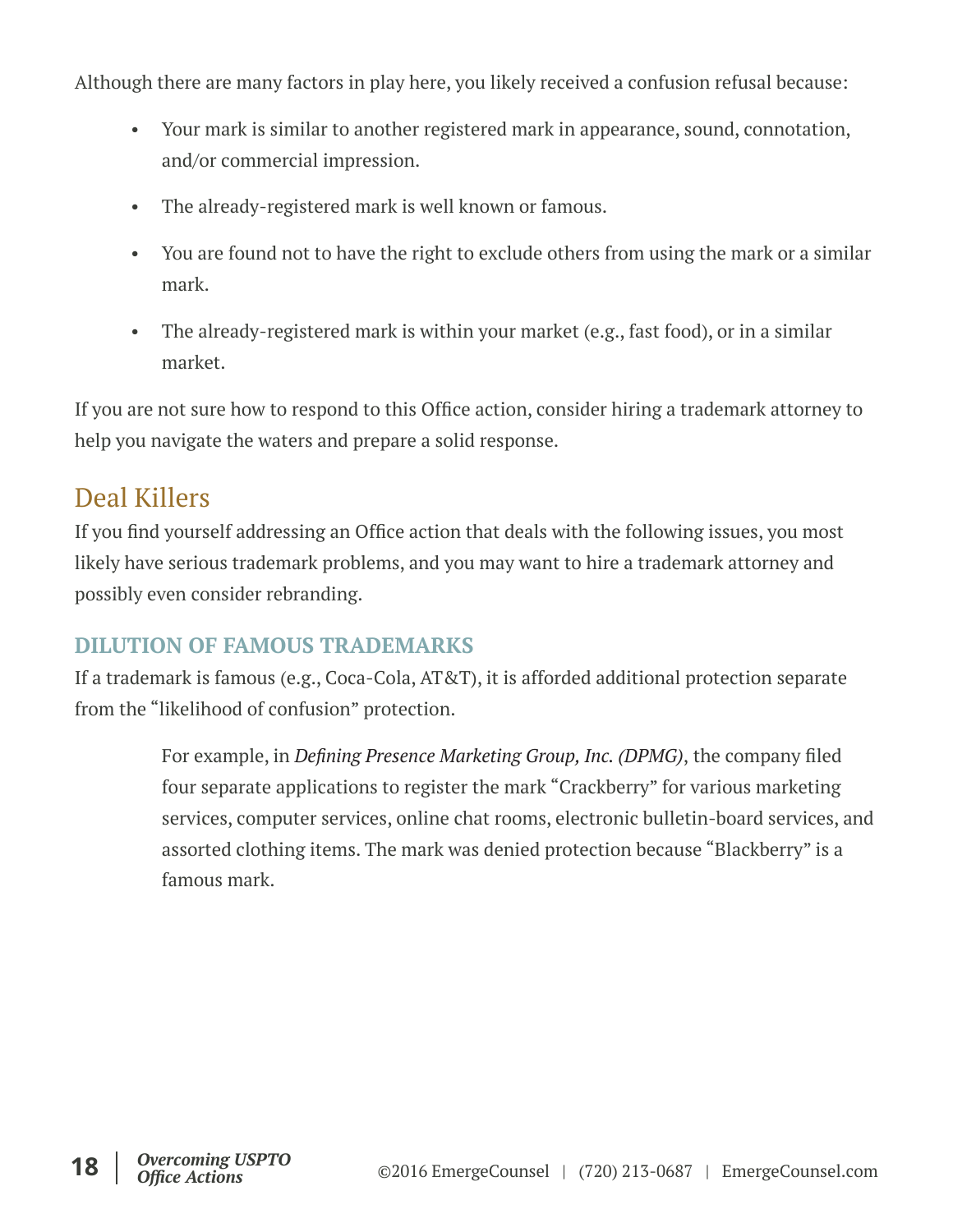Although there are many factors in play here, you likely received a confusion refusal because:

- Your mark is similar to another registered mark in appearance, sound, connotation, and/or commercial impression.
- The already-registered mark is well known or famous.
- You are found not to have the right to exclude others from using the mark or a similar mark.
- The already-registered mark is within your market (e.g., fast food), or in a similar market.

If you are not sure how to respond to this Office action, consider hiring a trademark attorney to help you navigate the waters and prepare a solid response.

## Deal Killers

If you find yourself addressing an Office action that deals with the following issues, you most likely have serious trademark problems, and you may want to hire a trademark attorney and possibly even consider rebranding.

### DILUTION OF FAMOUS TRADEMARKS

If a trademark is famous (e.g., Coca-Cola, AT&T), it is afforded additional protection separate from the "likelihood of confusion" protection.

> For example, in *Defining Presence Marketing Group, Inc. (DPMG)*, the company filed four separate applications to register the mark "Crackberry" for various marketing services, computer services, online chat rooms, electronic bulletin-board services, and assorted clothing items. The mark was denied protection because "Blackberry" is a famous mark.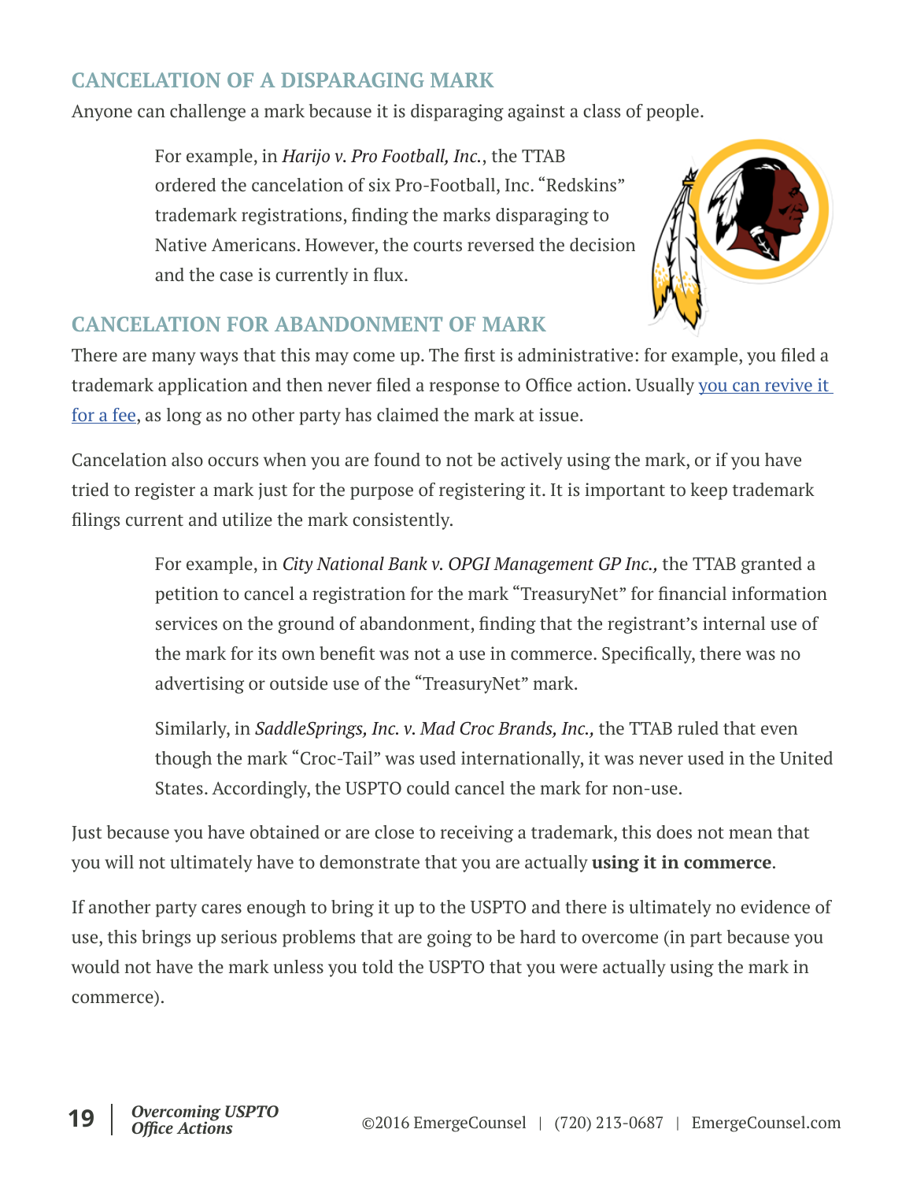## CANCELATION OF A DISPARAGING MARK

Anyone can challenge a mark because it is disparaging against a class of people.

> For example, in *Harijo v. Pro Football, Inc.*, the TTAB ordered the cancelation of six Pro-Football, Inc. "Redskins" trademark registrations, finding the marks disparaging to Native Americans. However, the courts reversed the decision and the case is currently in flux.

## CANCELATION FOR ABANDONMENT OF MARK

There are many ways that this may come up. The first is administrative: for example, you filed a trademark application and then never filed a response to Office action. Usually [you can revive it for a fee](), as long as no other party has claimed the mark at issue.

Cancelation also occurs when you are found to not be actively using the mark, or if you have tried to register a mark just for the purpose of registering it. It is important to keep trademark filings current and utilize the mark consistently.

> For example, in *City National Bank v. OPGI Management GP Inc.,* the TTAB granted a petition to cancel a registration for the mark "TreasuryNet" for financial information services on the ground of abandonment, finding that the registrant's internal use of the mark for its own benefit was not a use in commerce. Specifically, there was no advertising or outside use of the "TreasuryNet" mark.
>
> Similarly, in *SaddleSprings, Inc. v. Mad Croc Brands, Inc.,* the TTAB ruled that even though the mark "Croc-Tail" was used internationally, it was never used in the United States. Accordingly, the USPTO could cancel the mark for non-use.

Just because you have obtained or are close to receiving a trademark, this does not mean that you will not ultimately have to demonstrate that you are actually **using it in commerce**.

If another party cares enough to bring it up to the USPTO and there is ultimately no evidence of use, this brings up serious problems that are going to be hard to overcome (in part because you would not have the mark unless you told the USPTO that you were actually using the mark in commerce).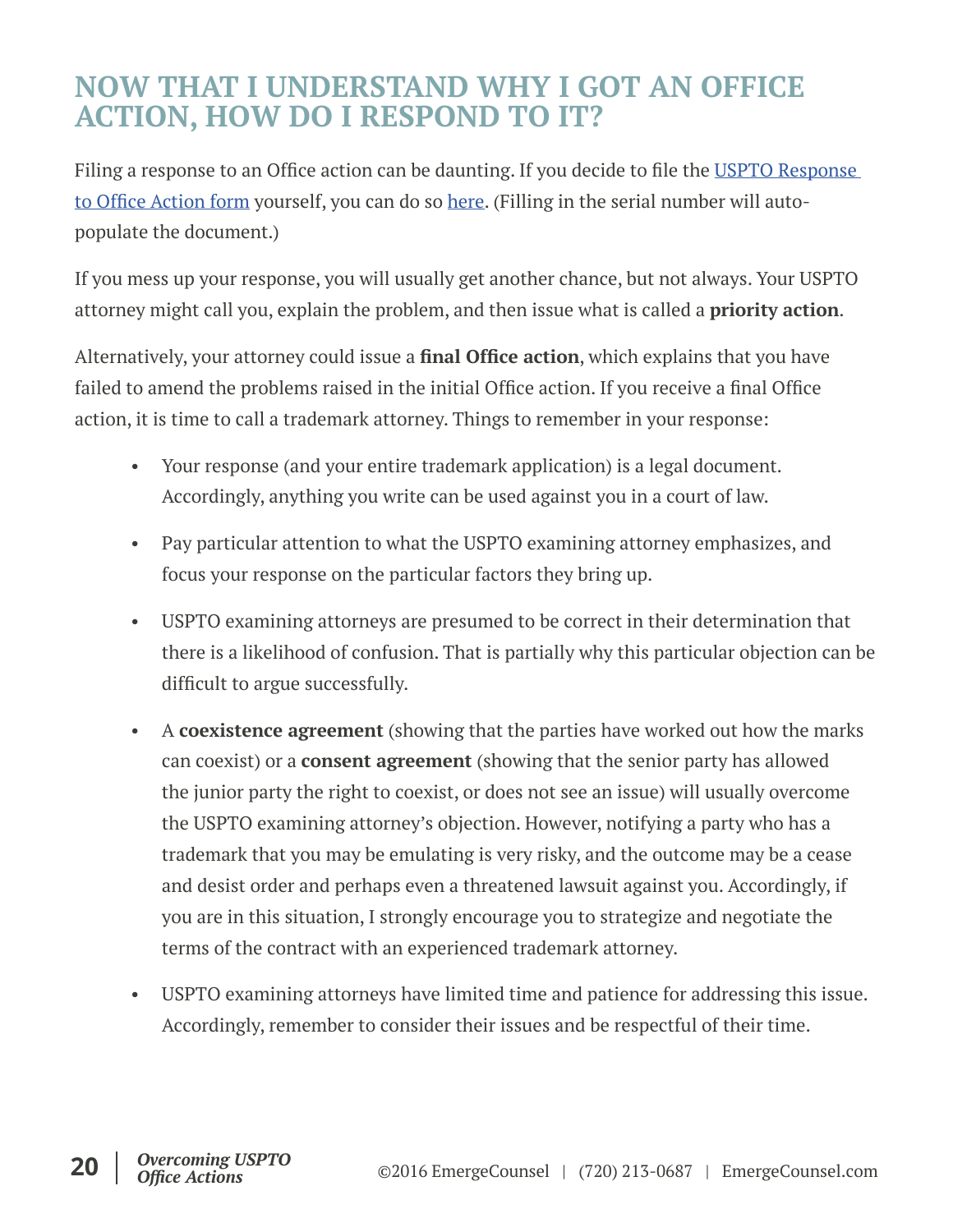## NOW THAT I UNDERSTAND WHY I GOT AN OFFICE ACTION, HOW DO I RESPOND TO IT?

Filing a response to an Office action can be daunting. If you decide to file the USPTO Response to Office Action form yourself, you can do so here. (Filling in the serial number will auto-populate the document.)

If you mess up your response, you will usually get another chance, but not always. Your USPTO attorney might call you, explain the problem, and then issue what is called a **priority action**.

Alternatively, your attorney could issue a **final Office action**, which explains that you have failed to amend the problems raised in the initial Office action. If you receive a final Office action, it is time to call a trademark attorney. Things to remember in your response:

- Your response (and your entire trademark application) is a legal document. Accordingly, anything you write can be used against you in a court of law.
- Pay particular attention to what the USPTO examining attorney emphasizes, and focus your response on the particular factors they bring up.
- USPTO examining attorneys are presumed to be correct in their determination that there is a likelihood of confusion. That is partially why this particular objection can be difficult to argue successfully.
- A **coexistence agreement** (showing that the parties have worked out how the marks can coexist) or a **consent agreement** (showing that the senior party has allowed the junior party the right to coexist, or does not see an issue) will usually overcome the USPTO examining attorney's objection. However, notifying a party who has a trademark that you may be emulating is very risky, and the outcome may be a cease and desist order and perhaps even a threatened lawsuit against you. Accordingly, if you are in this situation, I strongly encourage you to strategize and negotiate the terms of the contract with an experienced trademark attorney.
- USPTO examining attorneys have limited time and patience for addressing this issue. Accordingly, remember to consider their issues and be respectful of their time.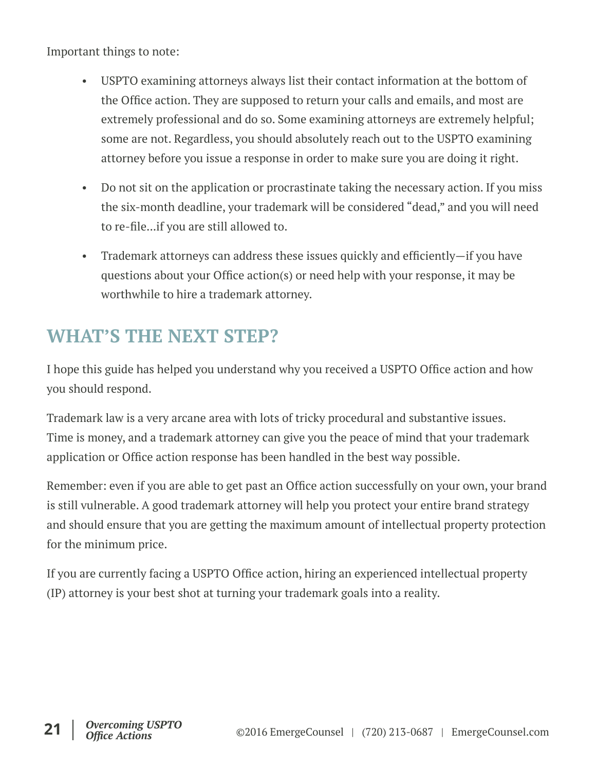Important things to note:

- USPTO examining attorneys always list their contact information at the bottom of the Office action. They are supposed to return your calls and emails, and most are extremely professional and do so. Some examining attorneys are extremely helpful; some are not. Regardless, you should absolutely reach out to the USPTO examining attorney before you issue a response in order to make sure you are doing it right.
- Do not sit on the application or procrastinate taking the necessary action. If you miss the six-month deadline, your trademark will be considered "dead," and you will need to re-file…if you are still allowed to.
- Trademark attorneys can address these issues quickly and efficiently—if you have questions about your Office action(s) or need help with your response, it may be worthwhile to hire a trademark attorney.

## WHAT'S THE NEXT STEP?

I hope this guide has helped you understand why you received a USPTO Office action and how you should respond.

Trademark law is a very arcane area with lots of tricky procedural and substantive issues. Time is money, and a trademark attorney can give you the peace of mind that your trademark application or Office action response has been handled in the best way possible.

Remember: even if you are able to get past an Office action successfully on your own, your brand is still vulnerable. A good trademark attorney will help you protect your entire brand strategy and should ensure that you are getting the maximum amount of intellectual property protection for the minimum price.

If you are currently facing a USPTO Office action, hiring an experienced intellectual property (IP) attorney is your best shot at turning your trademark goals into a reality.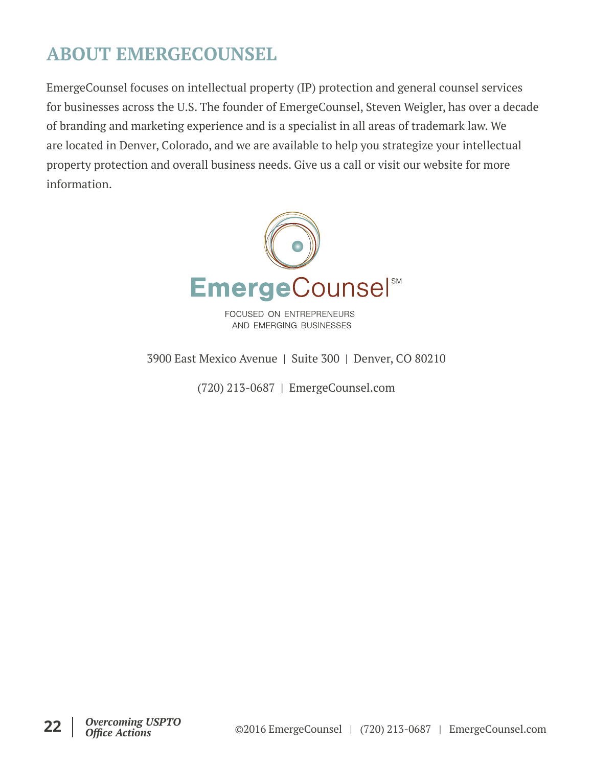# ABOUT EMERGECOUNSEL

EmergeCounsel focuses on intellectual property (IP) protection and general counsel services for businesses across the U.S. The founder of EmergeCounsel, Steven Weigler, has over a decade of branding and marketing experience and is a specialist in all areas of trademark law. We are located in Denver, Colorado, and we are available to help you strategize your intellectual property protection and overall business needs. Give us a call or visit our website for more information.

EmergeCounsel℠

FOCUSED ON ENTREPRENEURS AND EMERGING BUSINESSES

3900 East Mexico Avenue | Suite 300 | Denver, CO 80210

(720) 213-0687 | EmergeCounsel.com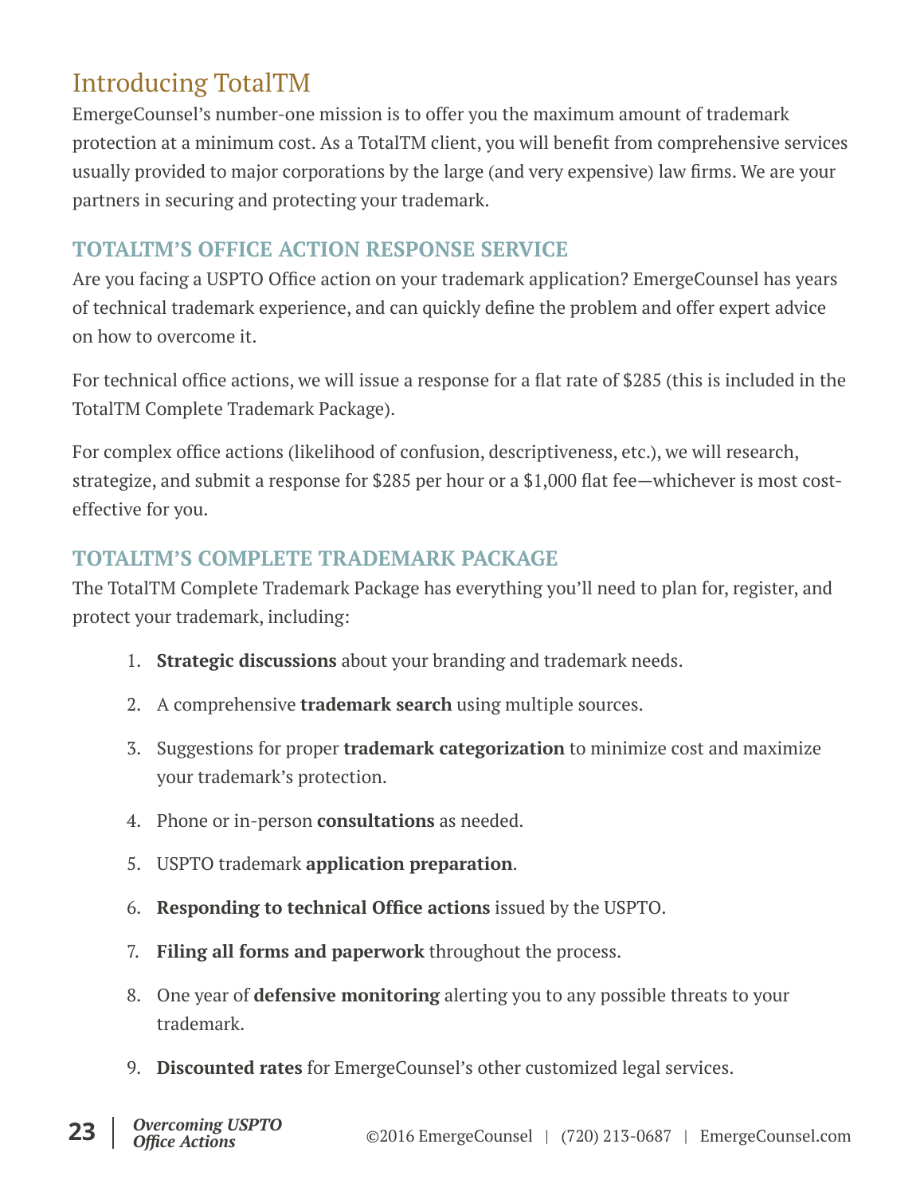# Introducing TotalTM

EmergeCounsel's number-one mission is to offer you the maximum amount of trademark protection at a minimum cost. As a TotalTM client, you will benefit from comprehensive services usually provided to major corporations by the large (and very expensive) law firms. We are your partners in securing and protecting your trademark.

## TOTALTM'S OFFICE ACTION RESPONSE SERVICE

Are you facing a USPTO Office action on your trademark application? EmergeCounsel has years of technical trademark experience, and can quickly define the problem and offer expert advice on how to overcome it.

For technical office actions, we will issue a response for a flat rate of $285 (this is included in the TotalTM Complete Trademark Package).

For complex office actions (likelihood of confusion, descriptiveness, etc.), we will research, strategize, and submit a response for $285 per hour or a $1,000 flat fee—whichever is most cost-effective for you.

## TOTALTM'S COMPLETE TRADEMARK PACKAGE

The TotalTM Complete Trademark Package has everything you'll need to plan for, register, and protect your trademark, including:

1. **Strategic discussions** about your branding and trademark needs.
2. A comprehensive **trademark search** using multiple sources.
3. Suggestions for proper **trademark categorization** to minimize cost and maximize your trademark's protection.
4. Phone or in-person **consultations** as needed.
5. USPTO trademark **application preparation**.
6. **Responding to technical Office actions** issued by the USPTO.
7. **Filing all forms and paperwork** throughout the process.
8. One year of **defensive monitoring** alerting you to any possible threats to your trademark.
9. **Discounted rates** for EmergeCounsel's other customized legal services.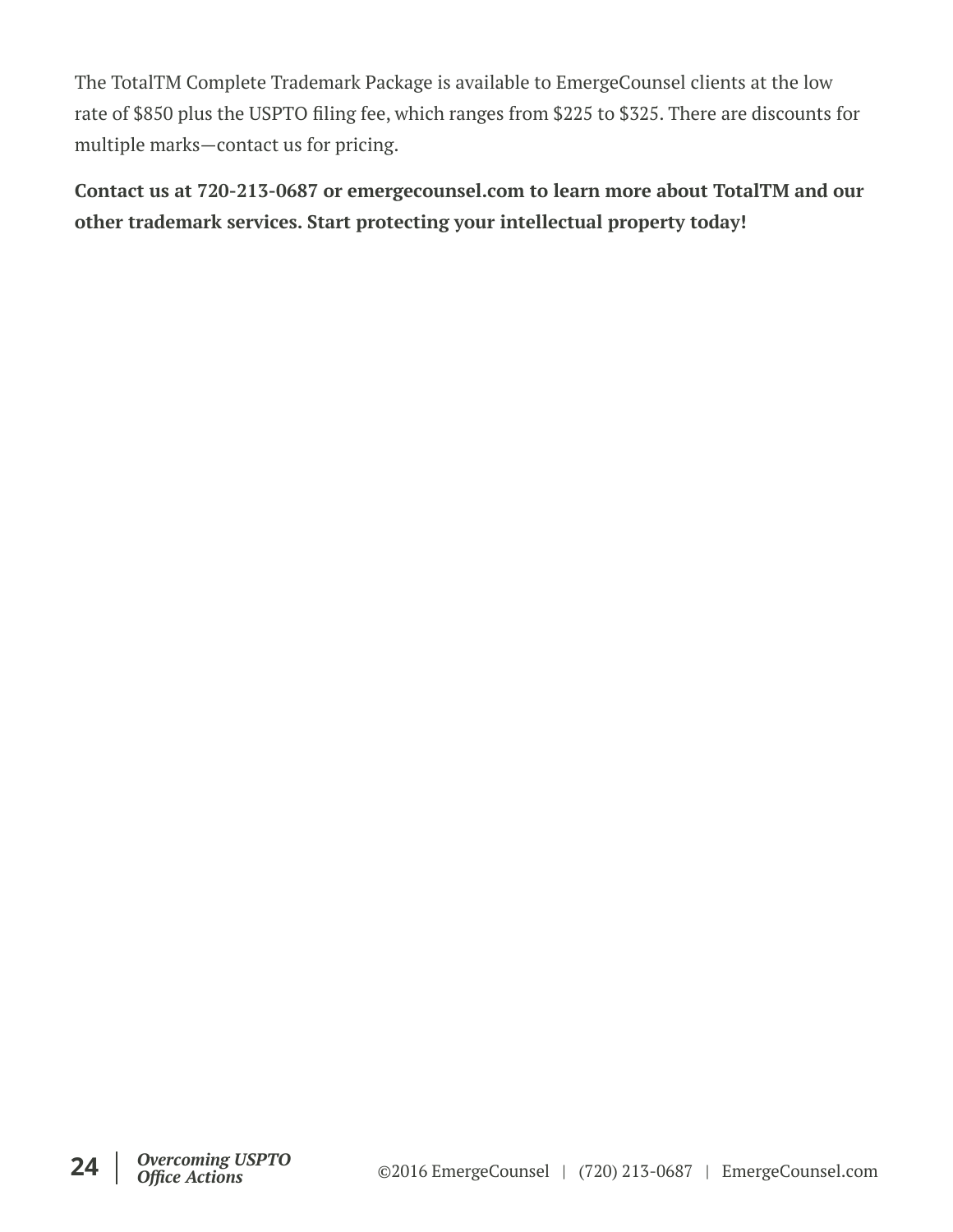The TotalTM Complete Trademark Package is available to EmergeCounsel clients at the low rate of $850 plus the USPTO filing fee, which ranges from $225 to $325. There are discounts for multiple marks—contact us for pricing.

**Contact us at 720-213-0687 or emergecounsel.com to learn more about TotalTM and our other trademark services. Start protecting your intellectual property today!**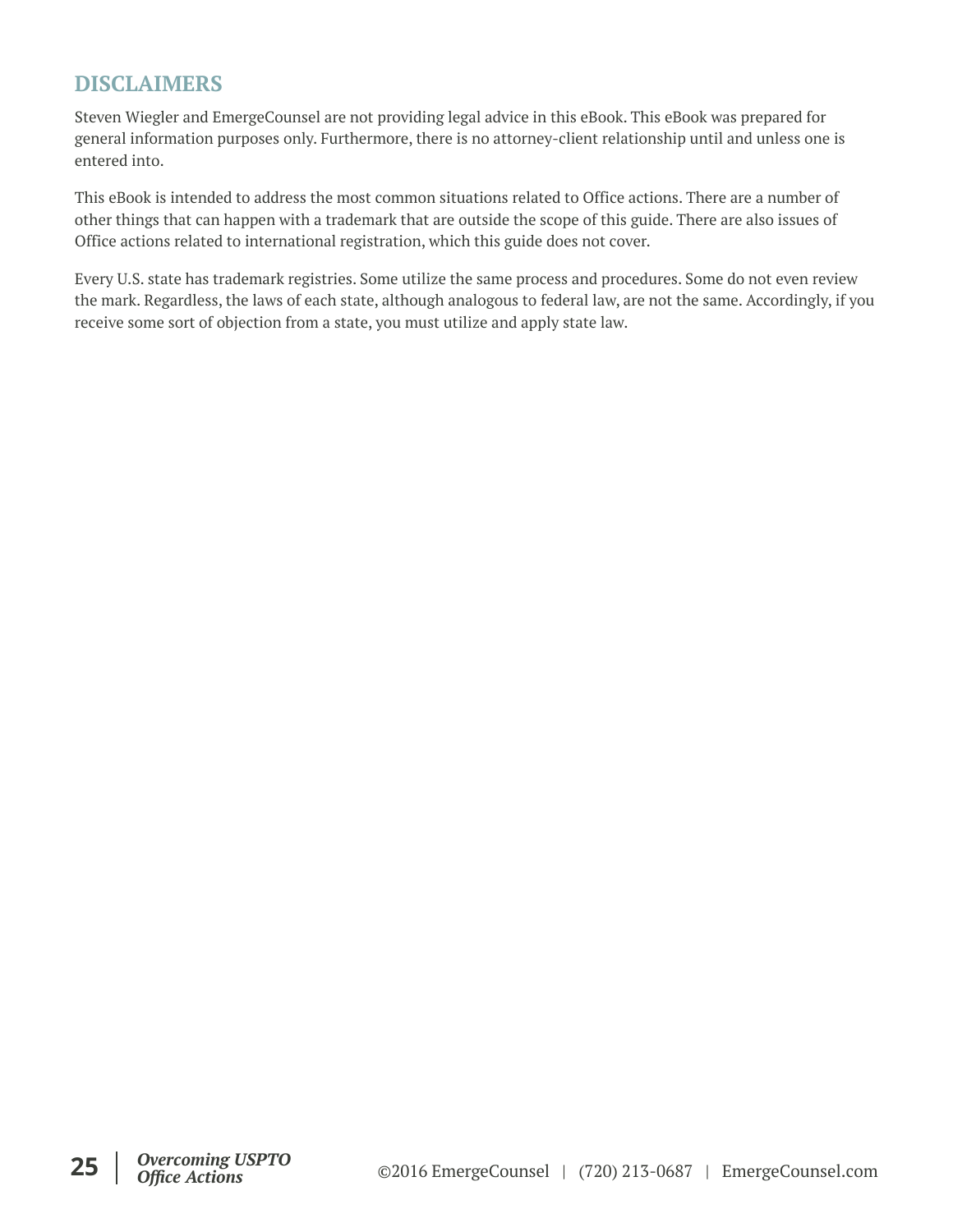## DISCLAIMERS

Steven Wiegler and EmergeCounsel are not providing legal advice in this eBook. This eBook was prepared for general information purposes only. Furthermore, there is no attorney-client relationship until and unless one is entered into.

This eBook is intended to address the most common situations related to Office actions. There are a number of other things that can happen with a trademark that are outside the scope of this guide. There are also issues of Office actions related to international registration, which this guide does not cover.

Every U.S. state has trademark registries. Some utilize the same process and procedures. Some do not even review the mark. Regardless, the laws of each state, although analogous to federal law, are not the same. Accordingly, if you receive some sort of objection from a state, you must utilize and apply state law.